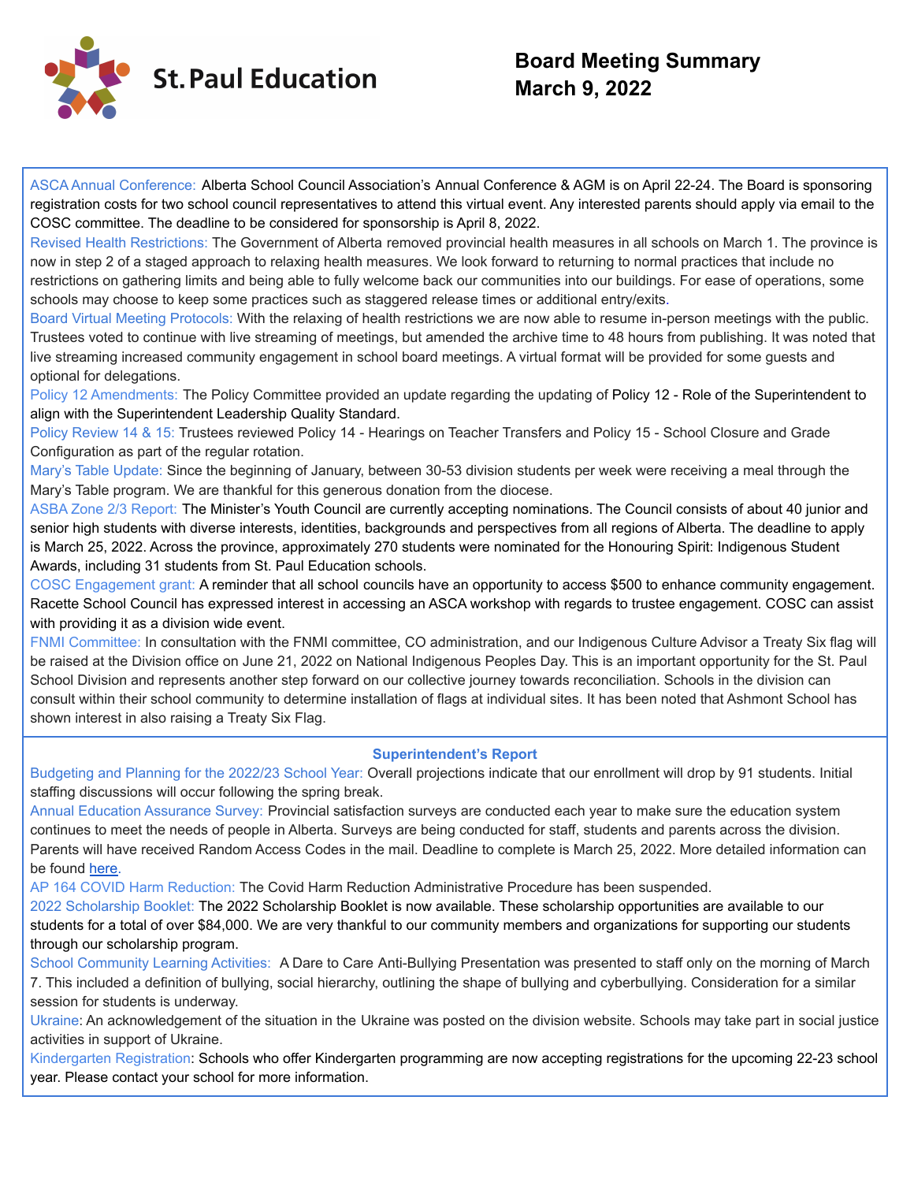St. Paul Education

# Board Meeting Summary
# March 9, 2022

**ASCA Annual Conference:** Alberta School Council Association's Annual Conference & AGM is on April 22-24. The Board is sponsoring registration costs for two school council representatives to attend this virtual event. Any interested parents should apply via email to the COSC committee. The deadline to be considered for sponsorship is April 8, 2022.

**Revised Health Restrictions:** The Government of Alberta removed provincial health measures in all schools on March 1. The province is now in step 2 of a staged approach to relaxing health measures. We look forward to returning to normal practices that include no restrictions on gathering limits and being able to fully welcome back our communities into our buildings. For ease of operations, some schools may choose to keep some practices such as staggered release times or additional entry/exits.

**Board Virtual Meeting Protocols:** With the relaxing of health restrictions we are now able to resume in-person meetings with the public. Trustees voted to continue with live streaming of meetings, but amended the archive time to 48 hours from publishing. It was noted that live streaming increased community engagement in school board meetings. A virtual format will be provided for some guests and optional for delegations.

**Policy 12 Amendments:** The Policy Committee provided an update regarding the updating of Policy 12 - Role of the Superintendent to align with the Superintendent Leadership Quality Standard.

**Policy Review 14 & 15:** Trustees reviewed Policy 14 - Hearings on Teacher Transfers and Policy 15 - School Closure and Grade Configuration as part of the regular rotation.

**Mary's Table Update:** Since the beginning of January, between 30-53 division students per week were receiving a meal through the Mary's Table program. We are thankful for this generous donation from the diocese.

**ASBA Zone 2/3 Report:** The Minister's Youth Council are currently accepting nominations. The Council consists of about 40 junior and senior high students with diverse interests, identities, backgrounds and perspectives from all regions of Alberta. The deadline to apply is March 25, 2022. Across the province, approximately 270 students were nominated for the Honouring Spirit: Indigenous Student Awards, including 31 students from St. Paul Education schools.

**COSC Engagement grant:** A reminder that all school councils have an opportunity to access $500 to enhance community engagement. Racette School Council has expressed interest in accessing an ASCA workshop with regards to trustee engagement. COSC can assist with providing it as a division wide event.

**FNMI Committee:** In consultation with the FNMI committee, CO administration, and our Indigenous Culture Advisor a Treaty Six flag will be raised at the Division office on June 21, 2022 on National Indigenous Peoples Day. This is an important opportunity for the St. Paul School Division and represents another step forward on our collective journey towards reconciliation. Schools in the division can consult within their school community to determine installation of flags at individual sites. It has been noted that Ashmont School has shown interest in also raising a Treaty Six Flag.

## Superintendent's Report

**Budgeting and Planning for the 2022/23 School Year:** Overall projections indicate that our enrollment will drop by 91 students. Initial staffing discussions will occur following the spring break.

**Annual Education Assurance Survey:** Provincial satisfaction surveys are conducted each year to make sure the education system continues to meet the needs of people in Alberta. Surveys are being conducted for staff, students and parents across the division. Parents will have received Random Access Codes in the mail. Deadline to complete is March 25, 2022. More detailed information can be found here.

**AP 164 COVID Harm Reduction:** The Covid Harm Reduction Administrative Procedure has been suspended.

**2022 Scholarship Booklet:** The 2022 Scholarship Booklet is now available. These scholarship opportunities are available to our students for a total of over $84,000. We are very thankful to our community members and organizations for supporting our students through our scholarship program.

**School Community Learning Activities:** A Dare to Care Anti-Bullying Presentation was presented to staff only on the morning of March 7. This included a definition of bullying, social hierarchy, outlining the shape of bullying and cyberbullying. Consideration for a similar session for students is underway.

**Ukraine:** An acknowledgement of the situation in the Ukraine was posted on the division website. Schools may take part in social justice activities in support of Ukraine.

**Kindergarten Registration:** Schools who offer Kindergarten programming are now accepting registrations for the upcoming 22-23 school year. Please contact your school for more information.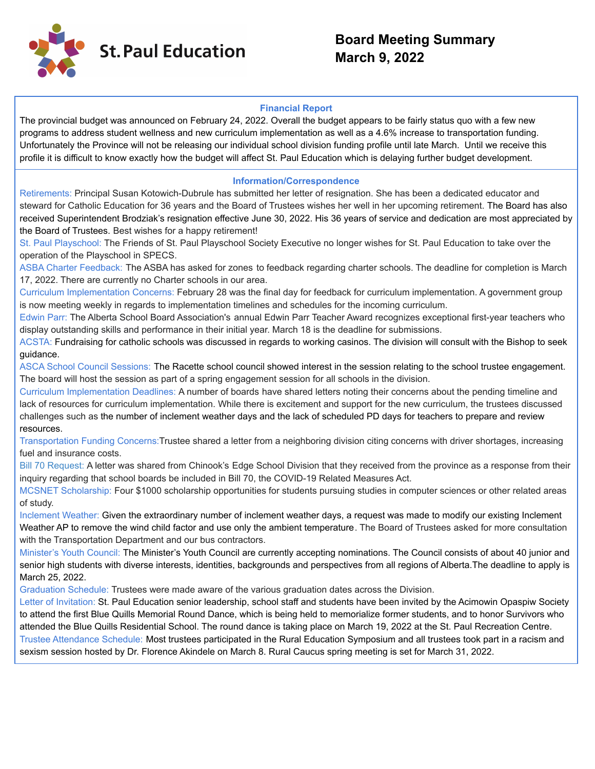St. Paul Education

# Board Meeting Summary
# March 9, 2022

## Financial Report

The provincial budget was announced on February 24, 2022. Overall the budget appears to be fairly status quo with a few new programs to address student wellness and new curriculum implementation as well as a 4.6% increase to transportation funding. Unfortunately the Province will not be releasing our individual school division funding profile until late March. Until we receive this profile it is difficult to know exactly how the budget will affect St. Paul Education which is delaying further budget development.

## Information/Correspondence

Retirements: Principal Susan Kotowich-Dubrule has submitted her letter of resignation. She has been a dedicated educator and steward for Catholic Education for 36 years and the Board of Trustees wishes her well in her upcoming retirement. The Board has also received Superintendent Brodziak's resignation effective June 30, 2022. His 36 years of service and dedication are most appreciated by the Board of Trustees. Best wishes for a happy retirement!

St. Paul Playschool: The Friends of St. Paul Playschool Society Executive no longer wishes for St. Paul Education to take over the operation of the Playschool in SPECS.

ASBA Charter Feedback: The ASBA has asked for zones to feedback regarding charter schools. The deadline for completion is March 17, 2022. There are currently no Charter schools in our area.

Curriculum Implementation Concerns: February 28 was the final day for feedback for curriculum implementation. A government group is now meeting weekly in regards to implementation timelines and schedules for the incoming curriculum.

Edwin Parr: The Alberta School Board Association's annual Edwin Parr Teacher Award recognizes exceptional first-year teachers who display outstanding skills and performance in their initial year. March 18 is the deadline for submissions.

ACSTA: Fundraising for catholic schools was discussed in regards to working casinos. The division will consult with the Bishop to seek guidance.

ASCA School Council Sessions: The Racette school council showed interest in the session relating to the school trustee engagement. The board will host the session as part of a spring engagement session for all schools in the division.

Curriculum Implementation Deadlines: A number of boards have shared letters noting their concerns about the pending timeline and lack of resources for curriculum implementation. While there is excitement and support for the new curriculum, the trustees discussed challenges such as the number of inclement weather days and the lack of scheduled PD days for teachers to prepare and review resources.

Transportation Funding Concerns:Trustee shared a letter from a neighboring division citing concerns with driver shortages, increasing fuel and insurance costs.

Bill 70 Request: A letter was shared from Chinook's Edge School Division that they received from the province as a response from their inquiry regarding that school boards be included in Bill 70, the COVID-19 Related Measures Act.

MCSNET Scholarship: Four $1000 scholarship opportunities for students pursuing studies in computer sciences or other related areas of study.

Inclement Weather: Given the extraordinary number of inclement weather days, a request was made to modify our existing Inclement Weather AP to remove the wind child factor and use only the ambient temperature. The Board of Trustees asked for more consultation with the Transportation Department and our bus contractors.

Minister's Youth Council: The Minister's Youth Council are currently accepting nominations. The Council consists of about 40 junior and senior high students with diverse interests, identities, backgrounds and perspectives from all regions of Alberta.The deadline to apply is March 25, 2022.

Graduation Schedule: Trustees were made aware of the various graduation dates across the Division.

Letter of Invitation: St. Paul Education senior leadership, school staff and students have been invited by the Acimowin Opaspiw Society to attend the first Blue Quills Memorial Round Dance, which is being held to memorialize former students, and to honor Survivors who attended the Blue Quills Residential School. The round dance is taking place on March 19, 2022 at the St. Paul Recreation Centre.

Trustee Attendance Schedule: Most trustees participated in the Rural Education Symposium and all trustees took part in a racism and sexism session hosted by Dr. Florence Akindele on March 8. Rural Caucus spring meeting is set for March 31, 2022.